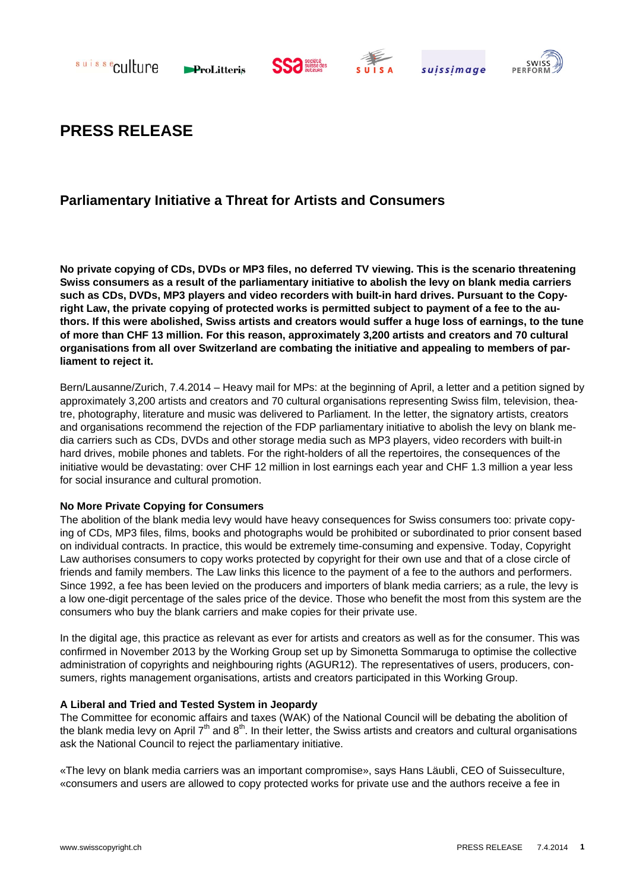# PRESS RELEASE

## Parliamentary Initiative a Threat for Artists and Consumers

**No private copying of CDs, DVDs or MP3 files, no deferred TV viewing. This is the scenario threatening Swiss consumers as a result of the parliamentary initiative to abolish the levy on blank media carriers such as CDs, DVDs, MP3 players and video recorders with built-in hard drives. Pursuant to the Copyright Law, the private copying of protected works is permitted subject to payment of a fee to the authors. If this were abolished, Swiss artists and creators would suffer a huge loss of earnings, to the tune of more than CHF 13 million. For this reason, approximately 3,200 artists and creators and 70 cultural organisations from all over Switzerland are combating the initiative and appealing to members of parliament to reject it.**

Bern/Lausanne/Zurich, 7.4.2014 – Heavy mail for MPs: at the beginning of April, a letter and a petition signed by approximately 3,200 artists and creators and 70 cultural organisations representing Swiss film, television, theatre, photography, literature and music was delivered to Parliament. In the letter, the signatory artists, creators and organisations recommend the rejection of the FDP parliamentary initiative to abolish the levy on blank media carriers such as CDs, DVDs and other storage media such as MP3 players, video recorders with built-in hard drives, mobile phones and tablets. For the right-holders of all the repertoires, the consequences of the initiative would be devastating: over CHF 12 million in lost earnings each year and CHF 1.3 million a year less for social insurance and cultural promotion.

**No More Private Copying for Consumers**

The abolition of the blank media levy would have heavy consequences for Swiss consumers too: private copying of CDs, MP3 files, films, books and photographs would be prohibited or subordinated to prior consent based on individual contracts. In practice, this would be extremely time-consuming and expensive. Today, Copyright Law authorises consumers to copy works protected by copyright for their own use and that of a close circle of friends and family members. The Law links this licence to the payment of a fee to the authors and performers. Since 1992, a fee has been levied on the producers and importers of blank media carriers; as a rule, the levy is a low one-digit percentage of the sales price of the device. Those who benefit the most from this system are the consumers who buy the blank carriers and make copies for their private use.

In the digital age, this practice as relevant as ever for artists and creators as well as for the consumer. This was confirmed in November 2013 by the Working Group set up by Simonetta Sommaruga to optimise the collective administration of copyrights and neighbouring rights (AGUR12). The representatives of users, producers, consumers, rights management organisations, artists and creators participated in this Working Group.

**A Liberal and Tried and Tested System in Jeopardy**

The Committee for economic affairs and taxes (WAK) of the National Council will be debating the abolition of the blank media levy on April 7th and 8th. In their letter, the Swiss artists and creators and cultural organisations ask the National Council to reject the parliamentary initiative.

«The levy on blank media carriers was an important compromise», says Hans Läubli, CEO of Suisseculture, «consumers and users are allowed to copy protected works for private use and the authors receive a fee in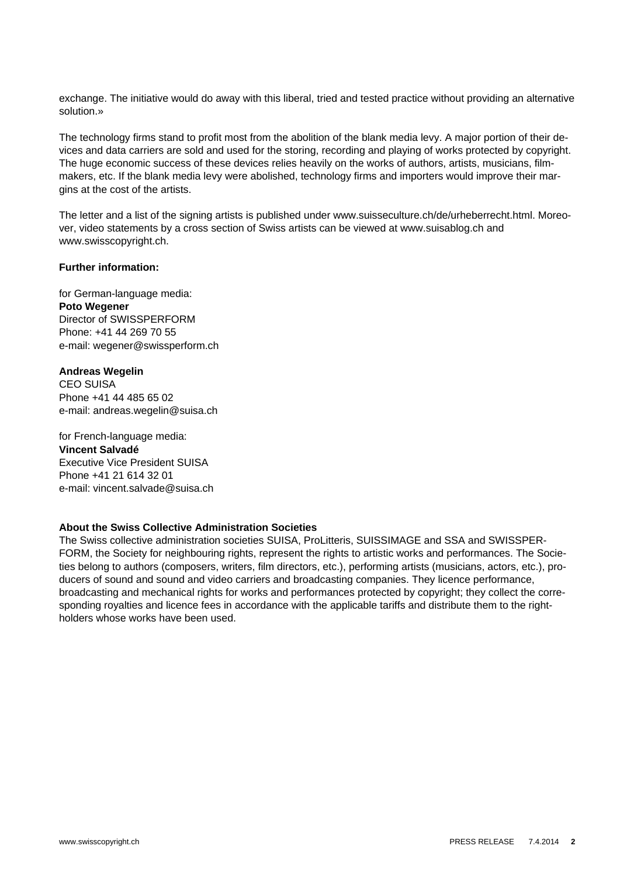exchange. The initiative would do away with this liberal, tried and tested practice without providing an alternative solution.»

The technology firms stand to profit most from the abolition of the blank media levy. A major portion of their devices and data carriers are sold and used for the storing, recording and playing of works protected by copyright. The huge economic success of these devices relies heavily on the works of authors, artists, musicians, filmmakers, etc. If the blank media levy were abolished, technology firms and importers would improve their margins at the cost of the artists.

The letter and a list of the signing artists is published under www.suisseculture.ch/de/urheberrecht.html. Moreover, video statements by a cross section of Swiss artists can be viewed at www.suisablog.ch and www.swisscopyright.ch.

**Further information:**

for German-language media:
**Poto Wegener**
Director of SWISSPERFORM
Phone: +41 44 269 70 55
e-mail: wegener@swissperform.ch

**Andreas Wegelin**
CEO SUISA
Phone +41 44 485 65 02
e-mail: andreas.wegelin@suisa.ch

for French-language media:
**Vincent Salvadé**
Executive Vice President SUISA
Phone +41 21 614 32 01
e-mail: vincent.salvade@suisa.ch

**About the Swiss Collective Administration Societies**
The Swiss collective administration societies SUISA, ProLitteris, SUISSIMAGE and SSA and SWISSPERFORM, the Society for neighbouring rights, represent the rights to artistic works and performances. The Societies belong to authors (composers, writers, film directors, etc.), performing artists (musicians, actors, etc.), producers of sound and sound and video carriers and broadcasting companies. They licence performance, broadcasting and mechanical rights for works and performances protected by copyright; they collect the corresponding royalties and licence fees in accordance with the applicable tariffs and distribute them to the rightholders whose works have been used.